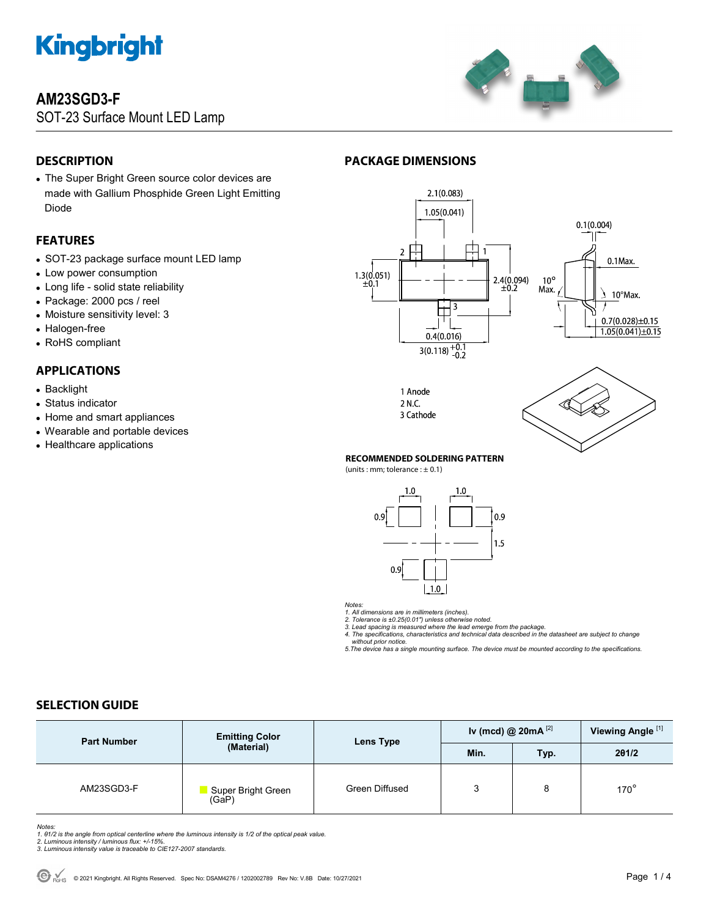# Kingbright

## AM23SGD3-F

SOT-23 Surface Mount LED Lamp

## DESCRIPTION

- The Super Bright Green source color devices are made with Gallium Phosphide Green Light Emitting Diode

## FEATURES

- SOT-23 package surface mount LED lamp
- Low power consumption
- Long life - solid state reliability
- Package: 2000 pcs / reel
- Moisture sensitivity level: 3
- Halogen-free
- RoHS compliant

## APPLICATIONS

- Backlight
- Status indicator
- Home and smart appliances
- Wearable and portable devices
- Healthcare applications

## PACKAGE DIMENSIONS

2.1(0.083)
1.05(0.041)
1.3(0.051) ±0.1
2.4(0.094) ±0.2
0.4(0.016)
3(0.118) +0.1 -0.2
0.1(0.004)
0.1Max.
10° Max.
10°Max.
0.7(0.028)±0.15
1.05(0.041)±0.15

1 Anode
2 N.C.
3 Cathode

### RECOMMENDED SOLDERING PATTERN

(units : mm; tolerance : ± 0.1)

1.0, 1.0, 0.9, 0.9, 1.5, 0.9, 1.0

Notes:
1. All dimensions are in millimeters (inches).
2. Tolerance is ±0.25(0.01") unless otherwise noted.
3. Lead spacing is measured where the lead emerge from the package.
4. The specifications, characteristics and technical data described in the datasheet are subject to change without prior notice.
5. The device has a single mounting surface. The device must be mounted according to the specifications.

## SELECTION GUIDE

| Part Number | Emitting Color (Material) | Lens Type | Iv (mcd) @ 20mA [2] | | Viewing Angle [1] |
|---|---|---|---|---|---|
| | | | Min. | Typ. | 2θ1/2 |
| AM23SGD3-F | Super Bright Green (GaP) | Green Diffused | 3 | 8 | 170° |

Notes:
1. θ1/2 is the angle from optical centerline where the luminous intensity is 1/2 of the optical peak value.
2. Luminous intensity / luminous flux: +/-15%.
3. Luminous intensity value is traceable to CIE127-2007 standards.

© 2021 Kingbright. All Rights Reserved. Spec No: DSAM4276 / 1202002789 Rev No: V.8B Date: 10/27/2021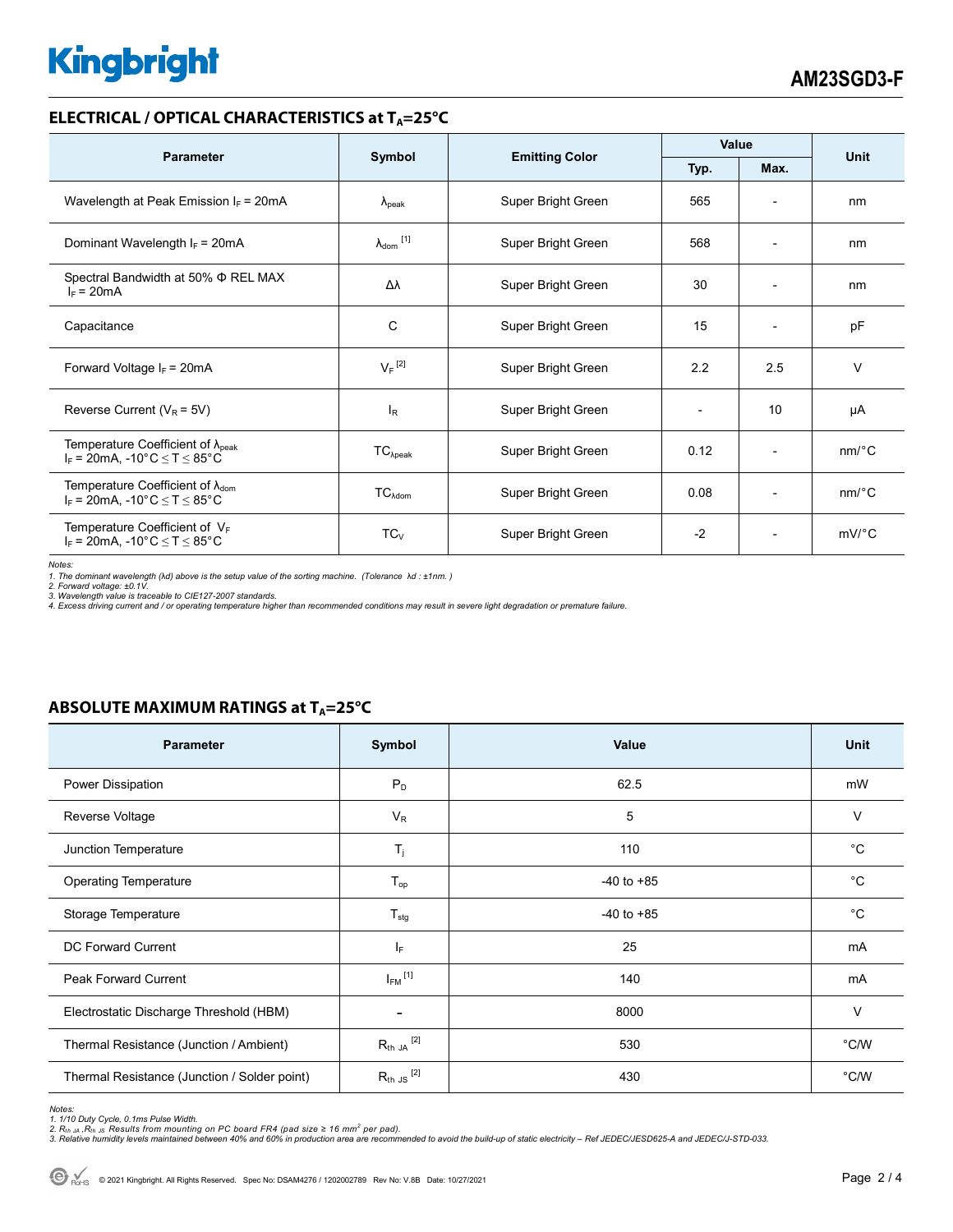## ELECTRICAL / OPTICAL CHARACTERISTICS at $T_A$=25°C

| Parameter | Symbol | Emitting Color | Value | | Unit |
|---|---|---|---|---|---|
| | | | Typ. | Max. | |
| Wavelength at Peak Emission $I_F$ = 20mA | $\lambda_{peak}$ | Super Bright Green | 565 | - | nm |
| Dominant Wavelength $I_F$ = 20mA | $\lambda_{dom}$ [1] | Super Bright Green | 568 | - | nm |
| Spectral Bandwidth at 50% Φ REL MAX $I_F$ = 20mA | Δλ | Super Bright Green | 30 | - | nm |
| Capacitance | C | Super Bright Green | 15 | - | pF |
| Forward Voltage $I_F$ = 20mA | $V_F$ [2] | Super Bright Green | 2.2 | 2.5 | V |
| Reverse Current ($V_R$ = 5V) | $I_R$ | Super Bright Green | - | 10 | μA |
| Temperature Coefficient of $\lambda_{peak}$ $I_F$ = 20mA, -10°C ≤ T ≤ 85°C | $TC_{\lambda peak}$ | Super Bright Green | 0.12 | - | nm/°C |
| Temperature Coefficient of $\lambda_{dom}$ $I_F$ = 20mA, -10°C ≤ T ≤ 85°C | $TC_{\lambda dom}$ | Super Bright Green | 0.08 | - | nm/°C |
| Temperature Coefficient of $V_F$ $I_F$ = 20mA, -10°C ≤ T ≤ 85°C | $TC_V$ | Super Bright Green | -2 | - | mV/°C |

*Notes:*
*1. The dominant wavelength (λd) above is the setup value of the sorting machine. (Tolerance λd : ±1nm. )*
*2. Forward voltage: ±0.1V.*
*3. Wavelength value is traceable to CIE127-2007 standards.*
*4. Excess driving current and / or operating temperature higher than recommended conditions may result in severe light degradation or premature failure.*

## ABSOLUTE MAXIMUM RATINGS at $T_A$=25°C

| Parameter | Symbol | Value | Unit |
|---|---|---|---|
| Power Dissipation | $P_D$ | 62.5 | mW |
| Reverse Voltage | $V_R$ | 5 | V |
| Junction Temperature | $T_j$ | 110 | °C |
| Operating Temperature | $T_{op}$ | -40 to +85 | °C |
| Storage Temperature | $T_{stg}$ | -40 to +85 | °C |
| DC Forward Current | $I_F$ | 25 | mA |
| Peak Forward Current | $I_{FM}$ [1] | 140 | mA |
| Electrostatic Discharge Threshold (HBM) | - | 8000 | V |
| Thermal Resistance (Junction / Ambient) | $R_{th\ JA}$ [2] | 530 | °C/W |
| Thermal Resistance (Junction / Solder point) | $R_{th\ JS}$ [2] | 430 | °C/W |

*Notes:*
*1. 1/10 Duty Cycle, 0.1ms Pulse Width.*
*2. $R_{th\ JA}$ ,$R_{th\ JS}$ Results from mounting on PC board FR4 (pad size ≥ 16 mm$^2$ per pad).*
*3. Relative humidity levels maintained between 40% and 60% in production area are recommended to avoid the build-up of static electricity – Ref JEDEC/JESD625-A and JEDEC/J-STD-033.*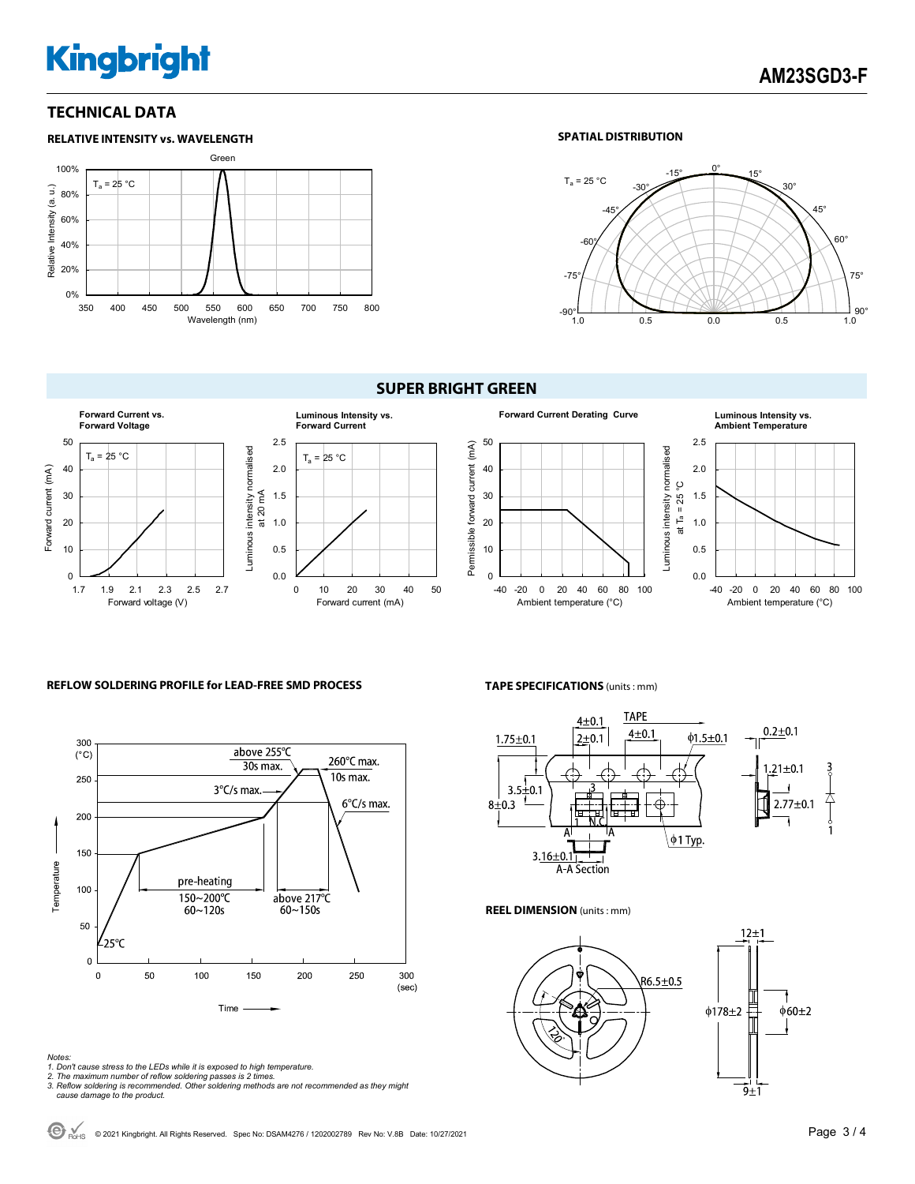## TECHNICAL DATA

### RELATIVE INTENSITY vs. WAVELENGTH

### SPATIAL DISTRIBUTION

## SUPER BRIGHT GREEN

**Forward Current vs. Forward Voltage**

**Luminous Intensity vs. Forward Current**

**Forward Current Derating Curve**

**Luminous Intensity vs. Ambient Temperature**

### REFLOW SOLDERING PROFILE for LEAD-FREE SMD PROCESS

### TAPE SPECIFICATIONS (units : mm)

### REEL DIMENSION (units : mm)

*Notes:*
*1. Don't cause stress to the LEDs while it is exposed to high temperature.*
*2. The maximum number of reflow soldering passes is 2 times.*
*3. Reflow soldering is recommended. Other soldering methods are not recommended as they might cause damage to the product.*

© 2021 Kingbright. All Rights Reserved. Spec No: DSAM4276 / 1202002789 Rev No: V.8B Date: 10/27/2021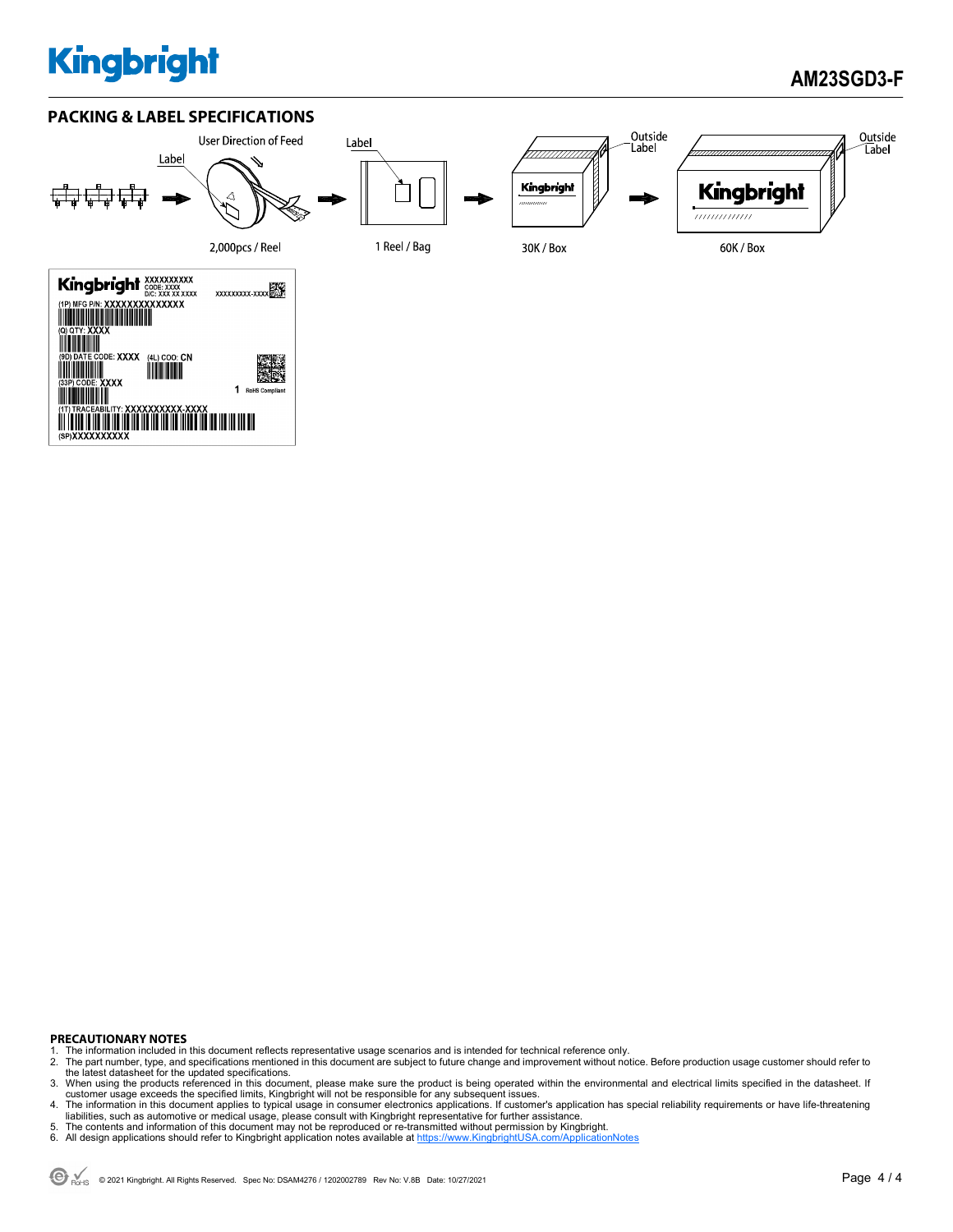## PACKING & LABEL SPECIFICATIONS

User Direction of Feed

Label

2,000pcs / Reel

Label

1 Reel / Bag

Outside Label

30K / Box

Outside Label

60K / Box

Kingbright XXXXXXXXXX CODE: XXXX D/C: XXX XX XXXX XXXXXXXXX-XXXX

(1P) MFG P/N: XXXXXXXXXXXXXX

(Q) QTY: XXXX

(9D) DATE CODE: XXXX (4L) COO: CN

(33P) CODE: XXXX

1 RoHS Compliant

(1T) TRACEABILITY: XXXXXXXXXX-XXXX

(SP)XXXXXXXXXX

**PRECAUTIONARY NOTES**

1. The information included in this document reflects representative usage scenarios and is intended for technical reference only.
2. The part number, type, and specifications mentioned in this document are subject to future change and improvement without notice. Before production usage customer should refer to the latest datasheet for the updated specifications.
3. When using the products referenced in this document, please make sure the product is being operated within the environmental and electrical limits specified in the datasheet. If customer usage exceeds the specified limits, Kingbright will not be responsible for any subsequent issues.
4. The information in this document applies to typical usage in consumer electronics applications. If customer's application has special reliability requirements or have life-threatening liabilities, such as automotive or medical usage, please consult with Kingbright representative for further assistance.
5. The contents and information of this document may not be reproduced or re-transmitted without permission by Kingbright.
6. All design applications should refer to Kingbright application notes available at https://www.KingbrightUSA.com/ApplicationNotes

© 2021 Kingbright. All Rights Reserved. Spec No: DSAM4276 / 1202002789 Rev No: V.8B Date: 10/27/2021